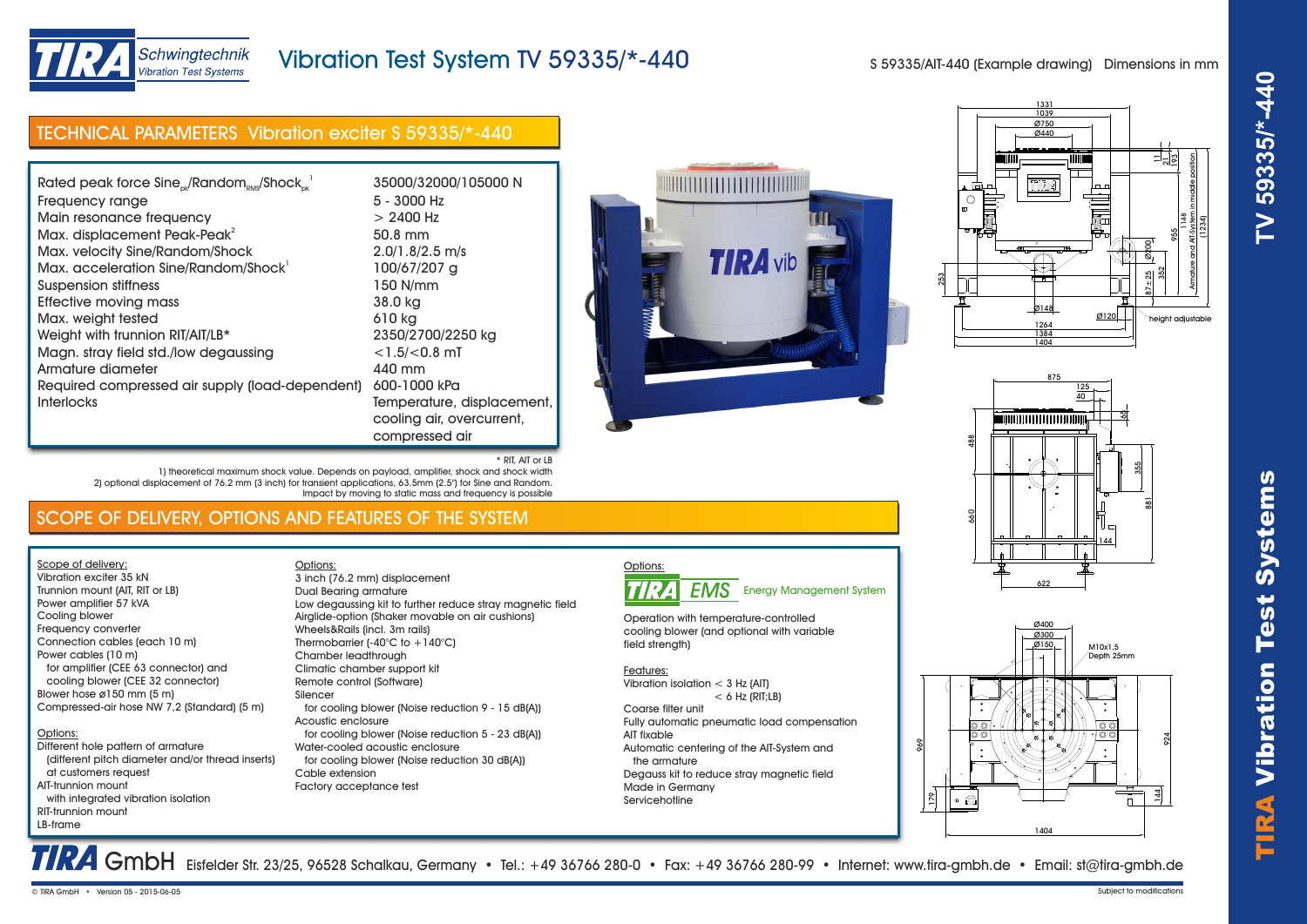# Vibration Test System TV 59335/*-440

S 59335/AIT-440 (Example drawing) Dimensions in mm

## TECHNICAL PARAMETERS Vibration exciter S 59335/*-440

| Parameter | Value |
|---|---|
| Rated peak force Sine$_{pk}$/Random$_{RMS}$/Shock$_{pk}$ [1] | 35000/32000/105000 N |
| Frequency range | 5 - 3000 Hz |
| Main resonance frequency | > 2400 Hz |
| Max. displacement Peak-Peak[2] | 50.8 mm |
| Max. velocity Sine/Random/Shock | 2.0/1.8/2.5 m/s |
| Max. acceleration Sine/Random/Shock[1] | 100/67/207 g |
| Suspension stiffness | 150 N/mm |
| Effective moving mass | 38.0 kg |
| Max. weight tested | 610 kg |
| Weight with trunnion RIT/AIT/LB* | 2350/2700/2250 kg |
| Magn. stray field std./low degaussing | <1.5/<0.8 mT |
| Armature diameter | 440 mm |
| Required compressed air supply (load-dependent) | 600-1000 kPa |
| Interlocks | Temperature, displacement, cooling air, overcurrent, compressed air |

\* RIT, AIT or LB

1) theoretical maximum shock value. Depends on payload, amplifier, shock and shock width
2) optional displacement of 76.2 mm (3 inch) for transient applications, 63.5mm (2.5") for Sine and Random. Impact by moving to static mass and frequency is possible

## SCOPE OF DELIVERY, OPTIONS AND FEATURES OF THE SYSTEM

Scope of delivery:

- Vibration exciter 35 kN
- Trunnion mount (AIT, RIT or LB)
- Power amplifier 57 kVA
- Cooling blower
- Frequency converter
- Connection cables (each 10 m)
- Power cables (10 m)
  - for amplifier (CEE 63 connector) and
  - cooling blower (CEE 32 connector)
- Blower hose ø150 mm (5 m)
- Compressed-air hose NW 7,2 (Standard) (5 m)

Options:

- Different hole pattern of armature (different pitch diameter and/or thread inserts) at customers request
- AIT-trunnion mount with integrated vibration isolation
- RIT-trunnion mount
- LB-frame

Options:

- 3 inch (76.2 mm) displacement
- Dual Bearing armature
- Low degaussing kit to further reduce stray magnetic field
- Airglide-option (Shaker movable on air cushions)
- Wheels&Rails (incl. 3m rails)
- Thermobarrier (-40°C to +140°C)
- Chamber leadthrough
- Climatic chamber support kit
- Remote control (Software)
- Silencer
  - for cooling blower (Noise reduction 9 - 15 dB(A))
- Acoustic enclosure
  - for cooling blower (Noise reduction 5 - 23 dB(A))
- Water-cooled acoustic enclosure
  - for cooling blower (Noise reduction 30 dB(A))
- Cable extension
- Factory acceptance test

Options:

TIRA EMS Energy Management System

Operation with temperature-controlled cooling blower (and optional with variable field strength)

Features:

- Vibration isolation < 3 Hz (AIT)
  - < 6 Hz (RIT;LB)
- Coarse filter unit
- Fully automatic pneumatic load compensation
- AIT fixable
- Automatic centering of the AIT-System and the armature
- Degauss kit to reduce stray magnetic field
- Made in Germany
- Servicehotline

**TIRA GmbH** Eisfelder Str. 23/25, 96528 Schalkau, Germany • Tel.: +49 36766 280-0 • Fax: +49 36766 280-99 • Internet: www.tira-gmbh.de • Email: st@tira-gmbh.de

© TIRA GmbH • Version 05 - 2015-06-05

Subject to modifications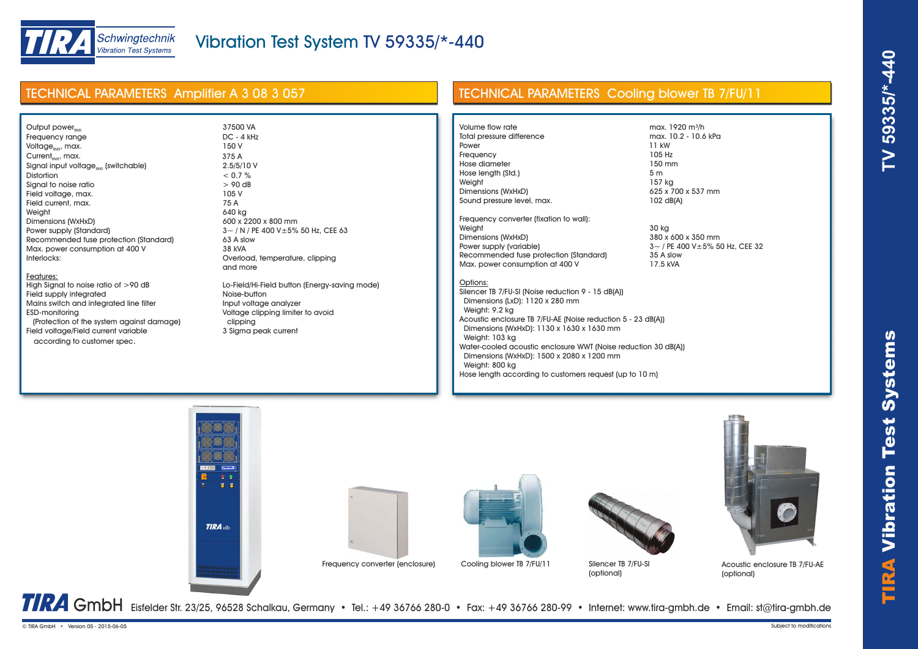# Vibration Test System TV 59335/*-440

## TECHNICAL PARAMETERS Amplifier A 3 08 3 057

| | |
|---|---|
| Output power$_{RMS}$ | 37500 VA |
| Frequency range | DC - 4 kHz |
| Voltage$_{RMS}$, max. | 150 V |
| Current$_{RMS}$, max. | 375 A |
| Signal input voltage$_{RMS}$ (switchable) | 2.5/5/10 V |
| Distortion | < 0.7 % |
| Signal to noise ratio | > 90 dB |
| Field voltage, max. | 105 V |
| Field current, max. | 75 A |
| Weight | 640 kg |
| Dimensions (WxHxD) | 600 x 2200 x 800 mm |
| Power supply (Standard) | 3~ / N / PE 400 V±5% 50 Hz, CEE 63 |
| Recommended fuse protection (Standard) | 63 A slow |
| Max. power consumption at 400 V | 38 kVA |
| Interlocks: | Overload, temperature, clipping and more |

Features:

- High Signal to noise ratio of >90 dB
- Field supply integrated
- Mains switch and integrated line filter
- ESD-monitoring (Protection of the system against damage)
- Field voltage/Field current variable according to customer spec.
- Lo-Field/Hi-Field button (Energy-saving mode)
- Noise-button
- Input voltage analyzer
- Voltage clipping limiter to avoid clipping
- 3 Sigma peak current

## TECHNICAL PARAMETERS Cooling blower TB 7/FU/11

| | |
|---|---|
| Volume flow rate | max. 1920 m³/h |
| Total pressure difference | max. 10.2 - 10.6 kPa |
| Power | 11 kW |
| Frequency | 105 Hz |
| Hose diameter | 150 mm |
| Hose length (Std.) | 5 m |
| Weight | 157 kg |
| Dimensions (WxHxD) | 625 x 700 x 537 mm |
| Sound pressure level, max. | 102 dB(A) |

Frequency converter (fixation to wall):

| | |
|---|---|
| Weight | 30 kg |
| Dimensions (WxHxD) | 380 x 600 x 350 mm |
| Power supply (variable) | 3~ / PE 400 V±5% 50 Hz, CEE 32 |
| Recommended fuse protection (Standard) | 35 A slow |
| Max. power consumption at 400 V | 17.5 kVA |

Options:

Silencer TB 7/FU-SI (Noise reduction 9 - 15 dB(A))
Dimensions (LxD): 1120 x 280 mm
Weight: 9.2 kg

Acoustic enclosure TB 7/FU-AE (Noise reduction 5 - 23 dB(A))
Dimensions (WxHxD): 1130 x 1630 x 1630 mm
Weight: 103 kg

Water-cooled acoustic enclosure WWT (Noise reduction 30 dB(A))
Dimensions (WxHxD): 1500 x 2080 x 1200 mm
Weight: 800 kg

Hose length according to customers request (up to 10 m)

Frequency converter (enclosure)

Cooling blower TB 7/FU/11

Silencer TB 7/FU-SI (optional)

Acoustic enclosure TB 7/FU-AE (optional)

TIRA GmbH Eisfelder Str. 23/25, 96528 Schalkau, Germany • Tel.: +49 36766 280-0 • Fax: +49 36766 280-99 • Internet: www.tira-gmbh.de • Email: st@tira-gmbh.de

© TIRA GmbH • Version 05 - 2015-06-05

Subject to modifications